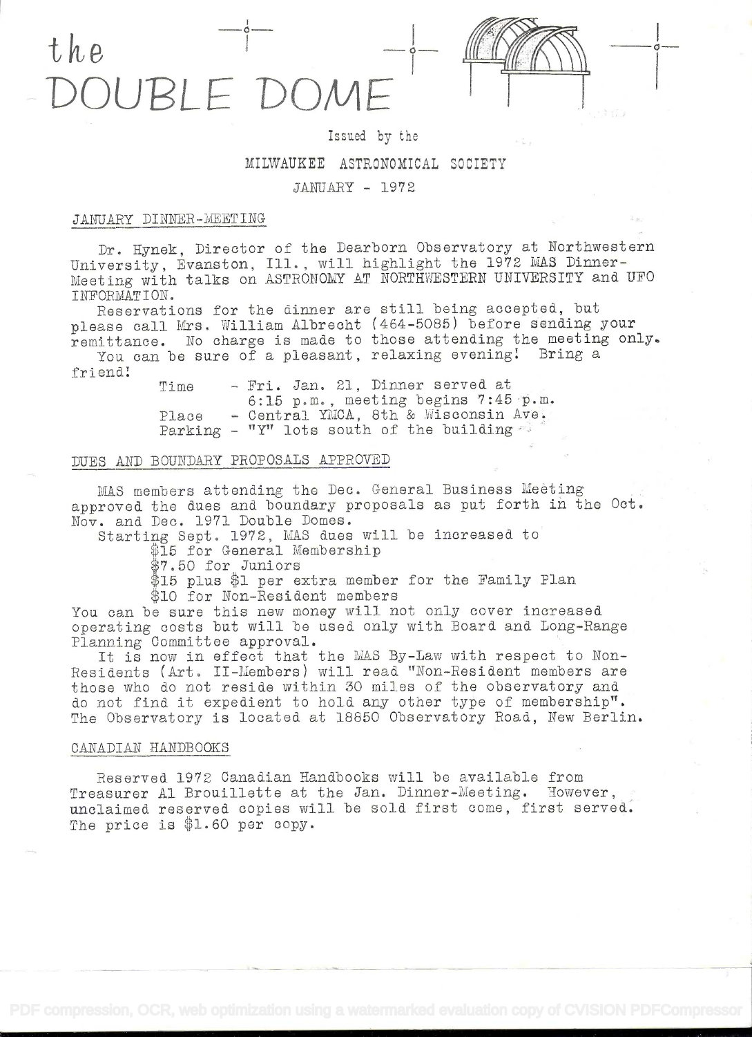# the DOUBLE DOME

Issued by the

MILWAUKEE ASTRONOMICAL SOCIETY

JANUARY - 1972

## JANUARY DINNER-MEETING

Dr. Hynek, Director of the Dearborn Observatory at Northwestern University, Evanston, Ill., will highlight the 1972 MAS Dinner-Meeting with talks on ASTRONOMY AT NORTHWESTERN UNIVERSITY and UFO INFORMATION.

Reservations for the dinner are still being accepted, but please call Mrs. William Albrecht (464-5085) before sending your remittance. No charge is made to those attending the meeting only.

You can be sure of a pleasant, relaxing evening! Bring a friend!

Time - Fri. Jan. 21, Dinner served at 6:15 p.m., meeting begins 7:45 p.m.
Place - Central YMCA, 8th & Wisconsin Ave.
Parking - "Y" lots south of the building

## DUES AND BOUNDARY PROPOSALS APPROVED

MAS members attending the Dec. General Business Meeting approved the dues and boundary proposals as put forth in the Oct. Nov. and Dec. 1971 Double Domes.

Starting Sept. 1972, MAS dues will be increased to

- $15 for General Membership
- $7.50 for Juniors
- $15 plus $1 per extra member for the Family Plan
- $10 for Non-Resident members

You can be sure this new money will not only cover increased operating costs but will be used only with Board and Long-Range Planning Committee approval.

It is now in effect that the MAS By-Law with respect to Non-Residents (Art. II-Members) will read "Non-Resident members are those who do not reside within 30 miles of the observatory and do not find it expedient to hold any other type of membership". The Observatory is located at 18850 Observatory Road, New Berlin.

## CANADIAN HANDBOOKS

Reserved 1972 Canadian Handbooks will be available from Treasurer Al Brouillette at the Jan. Dinner-Meeting. However, unclaimed reserved copies will be sold first come, first served. The price is $1.60 per copy.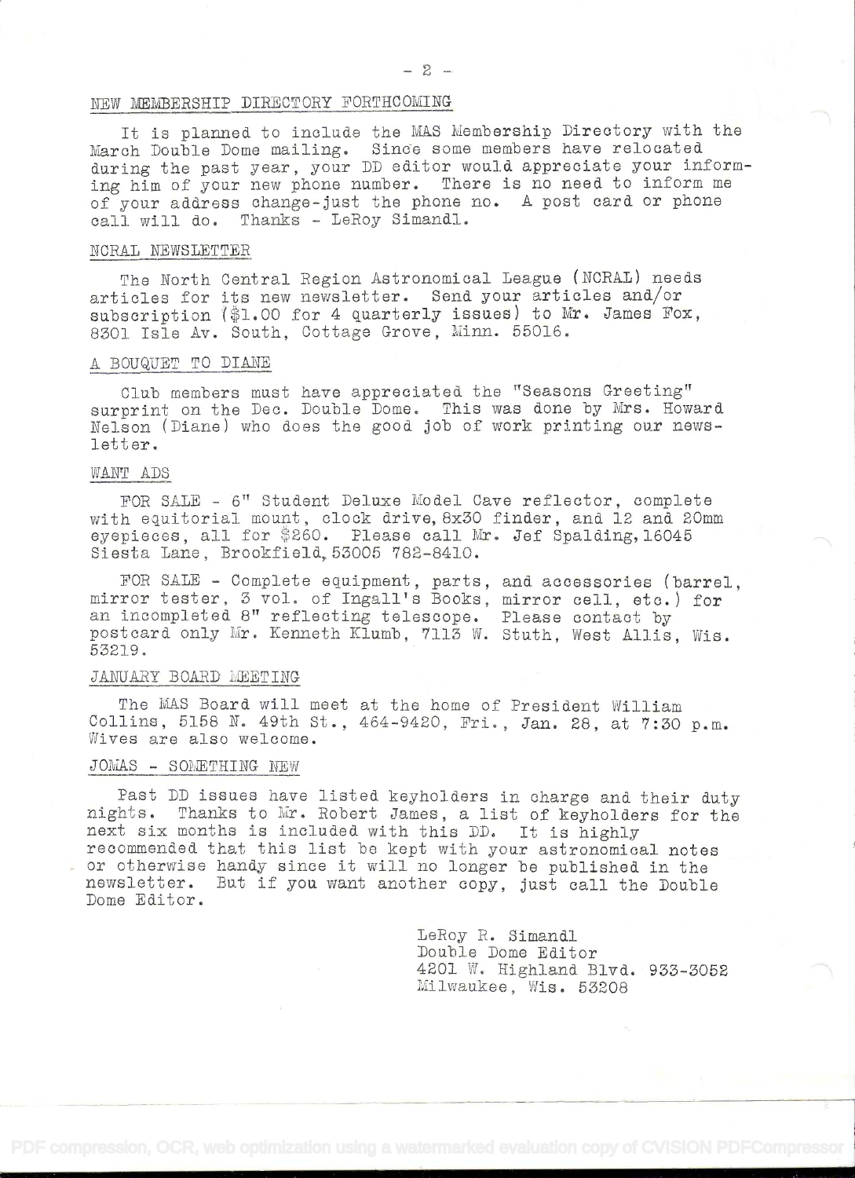## NEW MEMBERSHIP DIRECTORY FORTHCOMING

It is planned to include the MAS Membership Directory with the March Double Dome mailing. Since some members have relocated during the past year, your DD editor would appreciate your informing him of your new phone number. There is no need to inform me of your address change-just the phone no. A post card or phone call will do. Thanks - LeRoy Simandl.

## NCRAL NEWSLETTER

The North Central Region Astronomical League (NCRAL) needs articles for its new newsletter. Send your articles and/or subscription ($1.00 for 4 quarterly issues) to Mr. James Fox, 8301 Isle Av. South, Cottage Grove, Minn. 55016.

## A BOUQUET TO DIANE

Club members must have appreciated the "Seasons Greeting" surprint on the Dec. Double Dome. This was done by Mrs. Howard Nelson (Diane) who does the good job of work printing our newsletter.

## WANT ADS

FOR SALE - 6" Student Deluxe Model Cave reflector, complete with equitorial mount, clock drive, 8x30 finder, and 12 and 20mm eyepieces, all for $260. Please call Mr. Jef Spalding, 16045 Siesta Lane, Brookfield, 53005 782-8410.

FOR SALE - Complete equipment, parts, and accessories (barrel, mirror tester, 3 vol. of Ingall's Books, mirror cell, etc.) for an incompleted 8" reflecting telescope. Please contact by postcard only Mr. Kenneth Klumb, 7113 W. Stuth, West Allis, Wis. 53219.

## JANUARY BOARD MEETING

The MAS Board will meet at the home of President William Collins, 5158 N. 49th St., 464-9420, Fri., Jan. 28, at 7:30 p.m. Wives are also welcome.

## JOMAS - SOMETHING NEW

Past DD issues have listed keyholders in charge and their duty nights. Thanks to Mr. Robert James, a list of keyholders for the next six months is included with this DD. It is highly recommended that this list be kept with your astronomical notes or otherwise handy since it will no longer be published in the newsletter. But if you want another copy, just call the Double Dome Editor.

LeRoy R. Simandl
Double Dome Editor
4201 W. Highland Blvd. 933-3052
Milwaukee, Wis. 53208